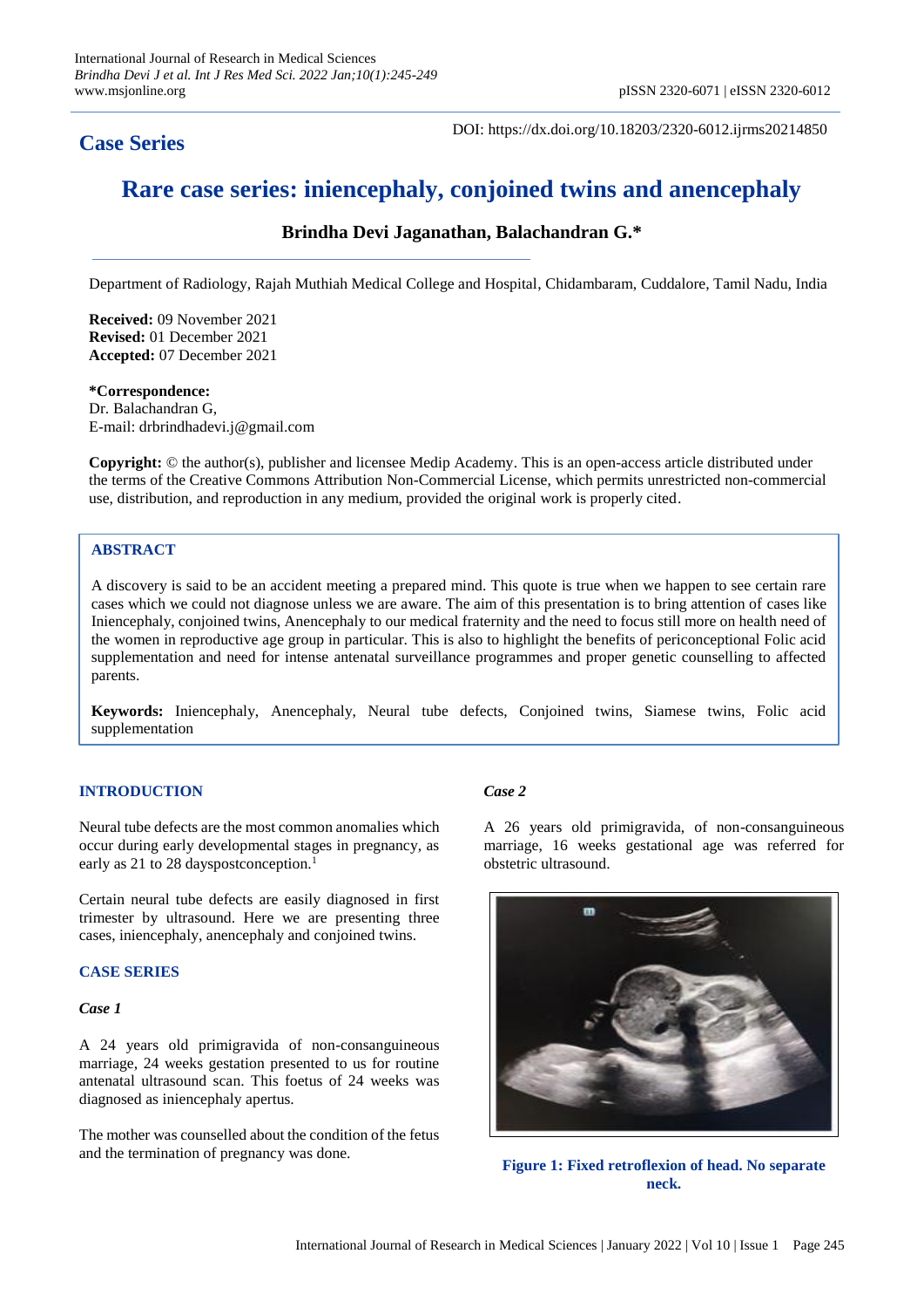## Case Series

DOI: https://dx.doi.org/10.18203/2320-6012.ijrms20214850

# Rare case series: iniencephaly, conjoined twins and anencephaly

**Brindha Devi Jaganathan, Balachandran G.\***

Department of Radiology, Rajah Muthiah Medical College and Hospital, Chidambaram, Cuddalore, Tamil Nadu, India

**Received:** 09 November 2021
**Revised:** 01 December 2021
**Accepted:** 07 December 2021

**\*Correspondence:**
Dr. Balachandran G,
E-mail: drbrindhadevi.j@gmail.com

**Copyright:** © the author(s), publisher and licensee Medip Academy. This is an open-access article distributed under the terms of the Creative Commons Attribution Non-Commercial License, which permits unrestricted non-commercial use, distribution, and reproduction in any medium, provided the original work is properly cited.

## ABSTRACT

A discovery is said to be an accident meeting a prepared mind. This quote is true when we happen to see certain rare cases which we could not diagnose unless we are aware. The aim of this presentation is to bring attention of cases like Iniencephaly, conjoined twins, Anencephaly to our medical fraternity and the need to focus still more on health need of the women in reproductive age group in particular. This is also to highlight the benefits of periconceptional Folic acid supplementation and need for intense antenatal surveillance programmes and proper genetic counselling to affected parents.

**Keywords:** Iniencephaly, Anencephaly, Neural tube defects, Conjoined twins, Siamese twins, Folic acid supplementation

## INTRODUCTION

Neural tube defects are the most common anomalies which occur during early developmental stages in pregnancy, as early as 21 to 28 dayspostconception.[1]

Certain neural tube defects are easily diagnosed in first trimester by ultrasound. Here we are presenting three cases, iniencephaly, anencephaly and conjoined twins.

## CASE SERIES

### *Case 1*

A 24 years old primigravida of non-consanguineous marriage, 24 weeks gestation presented to us for routine antenatal ultrasound scan. This foetus of 24 weeks was diagnosed as iniencephaly apertus.

The mother was counselled about the condition of the fetus and the termination of pregnancy was done.

### *Case 2*

A 26 years old primigravida, of non-consanguineous marriage, 16 weeks gestational age was referred for obstetric ultrasound.

**Figure 1: Fixed retroflexion of head. No separate neck.**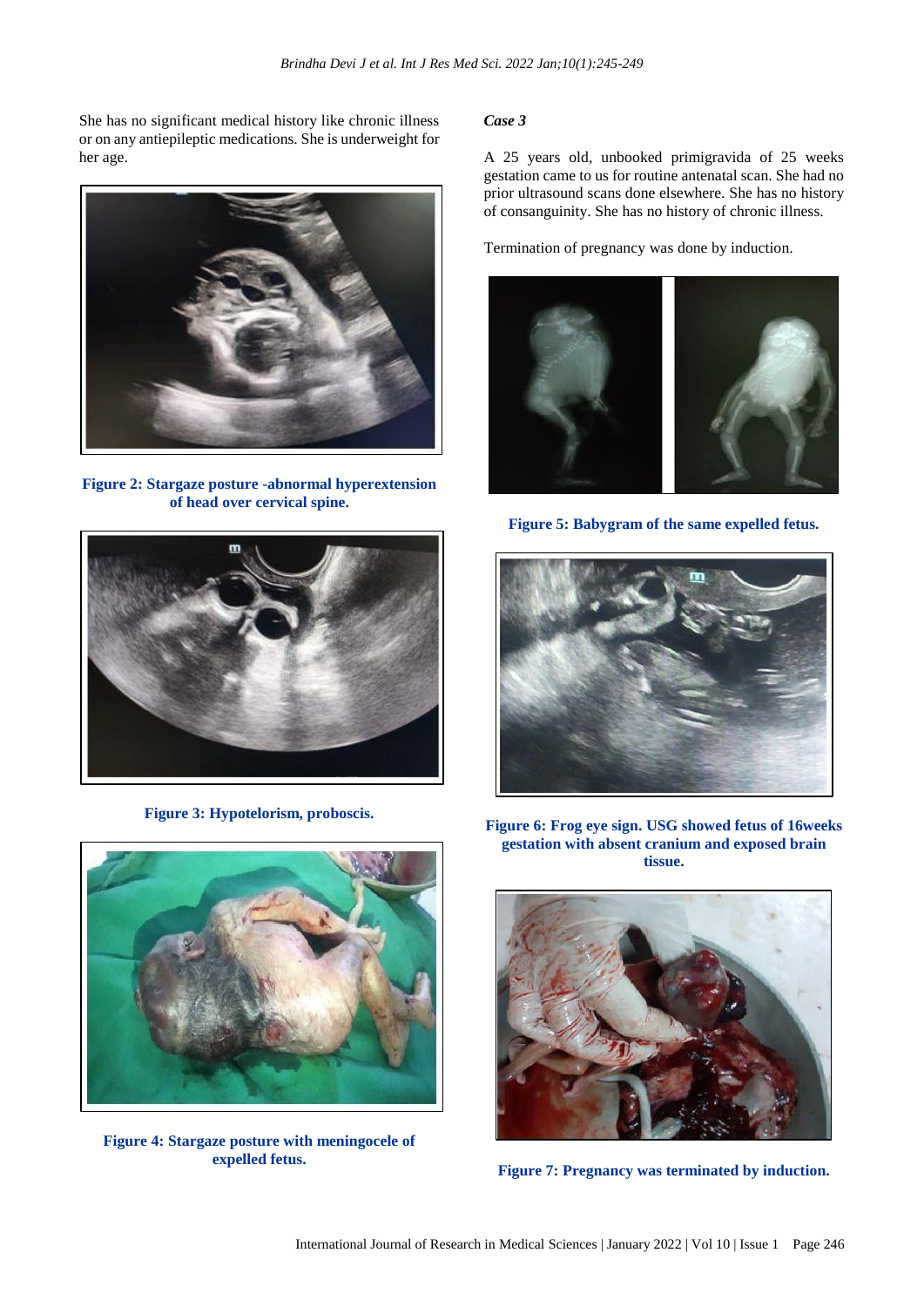She has no significant medical history like chronic illness or on any antiepileptic medications. She is underweight for her age.

**Figure 2: Stargaze posture -abnormal hyperextension of head over cervical spine.**

**Figure 3: Hypotelorism, proboscis.**

**Figure 4: Stargaze posture with meningocele of expelled fetus.**

***Case 3***

A 25 years old, unbooked primigravida of 25 weeks gestation came to us for routine antenatal scan. She had no prior ultrasound scans done elsewhere. She has no history of consanguinity. She has no history of chronic illness.

Termination of pregnancy was done by induction.

**Figure 5: Babygram of the same expelled fetus.**

**Figure 6: Frog eye sign. USG showed fetus of 16weeks gestation with absent cranium and exposed brain tissue.**

**Figure 7: Pregnancy was terminated by induction.**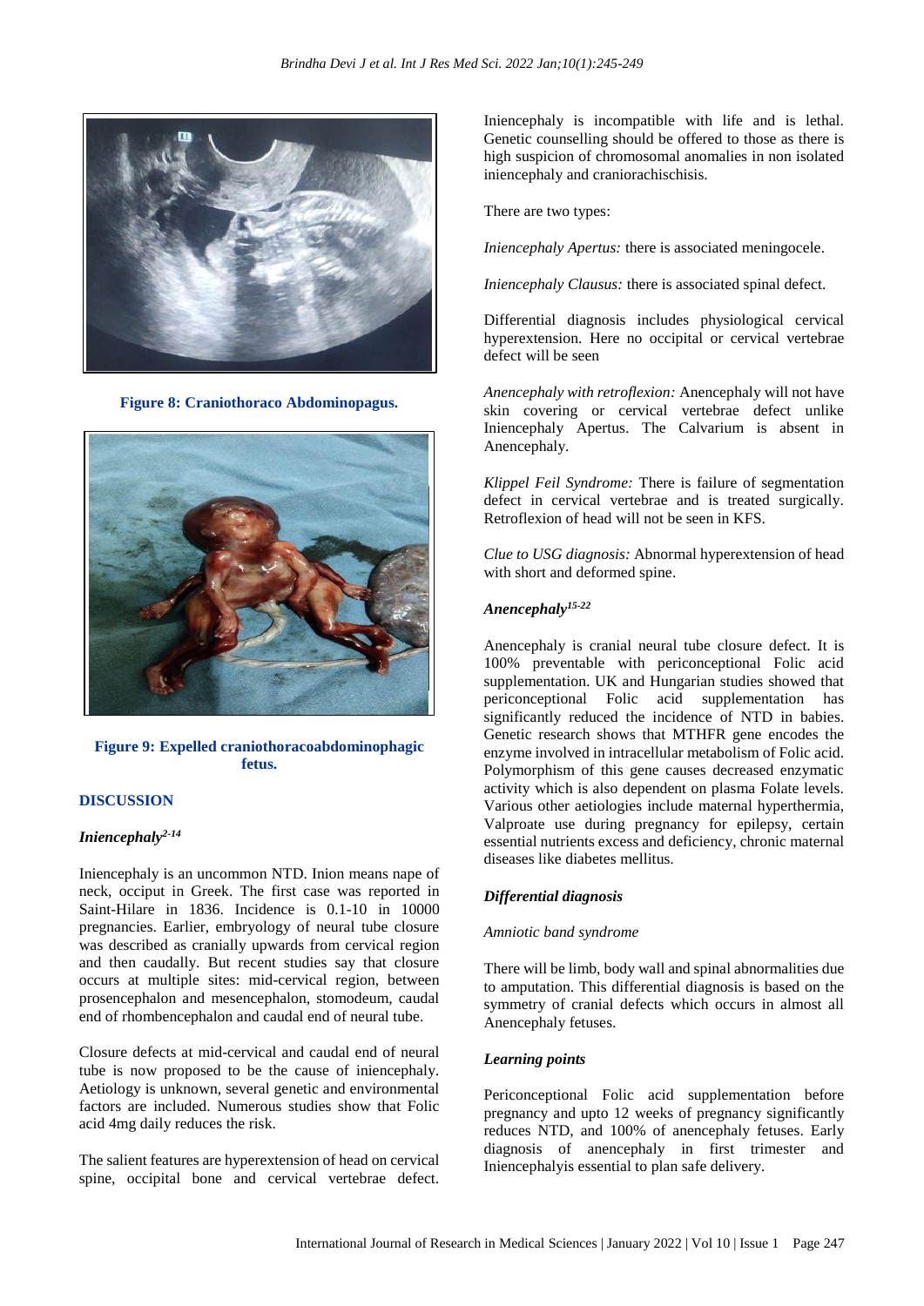Figure 8: Craniothoraco Abdominopagus.

Figure 9: Expelled craniothoracoabdominophagic fetus.

## DISCUSSION

### *Iniencephaly*[2-14]

Iniencephaly is an uncommon NTD. Inion means nape of neck, occiput in Greek. The first case was reported in Saint-Hilare in 1836. Incidence is 0.1-10 in 10000 pregnancies. Earlier, embryology of neural tube closure was described as cranially upwards from cervical region and then caudally. But recent studies say that closure occurs at multiple sites: mid-cervical region, between prosencephalon and mesencephalon, stomodeum, caudal end of rhombencephalon and caudal end of neural tube.

Closure defects at mid-cervical and caudal end of neural tube is now proposed to be the cause of iniencephaly. Aetiology is unknown, several genetic and environmental factors are included. Numerous studies show that Folic acid 4mg daily reduces the risk.

The salient features are hyperextension of head on cervical spine, occipital bone and cervical vertebrae defect. Iniencephaly is incompatible with life and is lethal. Genetic counselling should be offered to those as there is high suspicion of chromosomal anomalies in non isolated iniencephaly and craniorachischisis.

There are two types:

*Iniencephaly Apertus:* there is associated meningocele.

*Iniencephaly Clausus:* there is associated spinal defect.

Differential diagnosis includes physiological cervical hyperextension. Here no occipital or cervical vertebrae defect will be seen

*Anencephaly with retroflexion:* Anencephaly will not have skin covering or cervical vertebrae defect unlike Iniencephaly Apertus. The Calvarium is absent in Anencephaly.

*Klippel Feil Syndrome:* There is failure of segmentation defect in cervical vertebrae and is treated surgically. Retroflexion of head will not be seen in KFS.

*Clue to USG diagnosis:* Abnormal hyperextension of head with short and deformed spine.

### *Anencephaly*[15-22]

Anencephaly is cranial neural tube closure defect. It is 100% preventable with periconceptional Folic acid supplementation. UK and Hungarian studies showed that periconceptional Folic acid supplementation has significantly reduced the incidence of NTD in babies. Genetic research shows that MTHFR gene encodes the enzyme involved in intracellular metabolism of Folic acid. Polymorphism of this gene causes decreased enzymatic activity which is also dependent on plasma Folate levels. Various other aetiologies include maternal hyperthermia, Valproate use during pregnancy for epilepsy, certain essential nutrients excess and deficiency, chronic maternal diseases like diabetes mellitus.

### *Differential diagnosis*

*Amniotic band syndrome*

There will be limb, body wall and spinal abnormalities due to amputation. This differential diagnosis is based on the symmetry of cranial defects which occurs in almost all Anencephaly fetuses.

### *Learning points*

Periconceptional Folic acid supplementation before pregnancy and upto 12 weeks of pregnancy significantly reduces NTD, and 100% of anencephaly fetuses. Early diagnosis of anencephaly in first trimester and Iniencephalyis essential to plan safe delivery.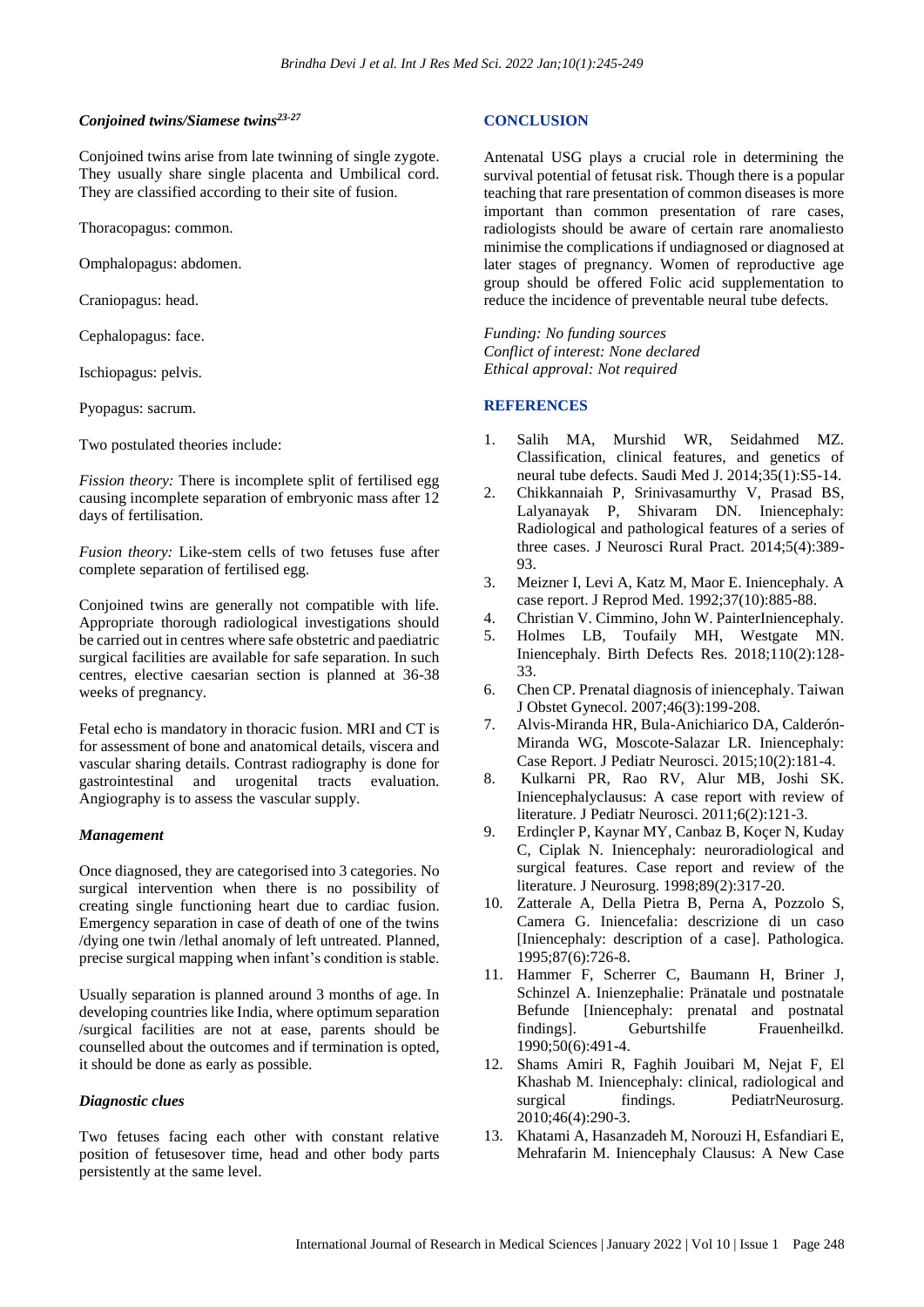### *Conjoined twins/Siamese twins*[23-27]

Conjoined twins arise from late twinning of single zygote. They usually share single placenta and Umbilical cord. They are classified according to their site of fusion.

Thoracopagus: common.

Omphalopagus: abdomen.

Craniopagus: head.

Cephalopagus: face.

Ischiopagus: pelvis.

Pyopagus: sacrum.

Two postulated theories include:

*Fission theory:* There is incomplete split of fertilised egg causing incomplete separation of embryonic mass after 12 days of fertilisation.

*Fusion theory:* Like-stem cells of two fetuses fuse after complete separation of fertilised egg.

Conjoined twins are generally not compatible with life. Appropriate thorough radiological investigations should be carried out in centres where safe obstetric and paediatric surgical facilities are available for safe separation. In such centres, elective caesarian section is planned at 36-38 weeks of pregnancy.

Fetal echo is mandatory in thoracic fusion. MRI and CT is for assessment of bone and anatomical details, viscera and vascular sharing details. Contrast radiography is done for gastrointestinal and urogenital tracts evaluation. Angiography is to assess the vascular supply.

#### *Management*

Once diagnosed, they are categorised into 3 categories. No surgical intervention when there is no possibility of creating single functioning heart due to cardiac fusion. Emergency separation in case of death of one of the twins /dying one twin /lethal anomaly of left untreated. Planned, precise surgical mapping when infant's condition is stable.

Usually separation is planned around 3 months of age. In developing countries like India, where optimum separation /surgical facilities are not at ease, parents should be counselled about the outcomes and if termination is opted, it should be done as early as possible.

#### *Diagnostic clues*

Two fetuses facing each other with constant relative position of fetusesover time, head and other body parts persistently at the same level.

## CONCLUSION

Antenatal USG plays a crucial role in determining the survival potential of fetusat risk. Though there is a popular teaching that rare presentation of common diseases is more important than common presentation of rare cases, radiologists should be aware of certain rare anomaliesto minimise the complications if undiagnosed or diagnosed at later stages of pregnancy. Women of reproductive age group should be offered Folic acid supplementation to reduce the incidence of preventable neural tube defects.

*Funding: No funding sources*
*Conflict of interest: None declared*
*Ethical approval: Not required*

## REFERENCES

1. Salih MA, Murshid WR, Seidahmed MZ. Classification, clinical features, and genetics of neural tube defects. Saudi Med J. 2014;35(1):S5-14.
2. Chikkannaiah P, Srinivasamurthy V, Prasad BS, Lalyanayak P, Shivaram DN. Iniencephaly: Radiological and pathological features of a series of three cases. J Neurosci Rural Pract. 2014;5(4):389-93.
3. Meizner I, Levi A, Katz M, Maor E. Iniencephaly. A case report. J Reprod Med. 1992;37(10):885-88.
4. Christian V. Cimmino, John W. PainterIniencephaly.
5. Holmes LB, Toufaily MH, Westgate MN. Iniencephaly. Birth Defects Res. 2018;110(2):128-33.
6. Chen CP. Prenatal diagnosis of iniencephaly. Taiwan J Obstet Gynecol. 2007;46(3):199-208.
7. Alvis-Miranda HR, Bula-Anichiarico DA, Calderón-Miranda WG, Moscote-Salazar LR. Iniencephaly: Case Report. J Pediatr Neurosci. 2015;10(2):181-4.
8. Kulkarni PR, Rao RV, Alur MB, Joshi SK. Iniencephalyclausus: A case report with review of literature. J Pediatr Neurosci. 2011;6(2):121-3.
9. Erdinçler P, Kaynar MY, Canbaz B, Koçer N, Kuday C, Ciplak N. Iniencephaly: neuroradiological and surgical features. Case report and review of the literature. J Neurosurg. 1998;89(2):317-20.
10. Zatterale A, Della Pietra B, Perna A, Pozzolo S, Camera G. Iniencefalia: descrizione di un caso [Iniencephaly: description of a case]. Pathologica. 1995;87(6):726-8.
11. Hammer F, Scherrer C, Baumann H, Briner J, Schinzel A. Inienzephalie: Pränatale und postnatale Befunde [Iniencephaly: prenatal and postnatal findings]. Geburtshilfe Frauenheilkd. 1990;50(6):491-4.
12. Shams Amiri R, Faghih Jouibari M, Nejat F, El Khashab M. Iniencephaly: clinical, radiological and surgical findings. PediatrNeurosurg. 2010;46(4):290-3.
13. Khatami A, Hasanzadeh M, Norouzi H, Esfandiari E, Mehrafarin M. Iniencephaly Clausus: A New Case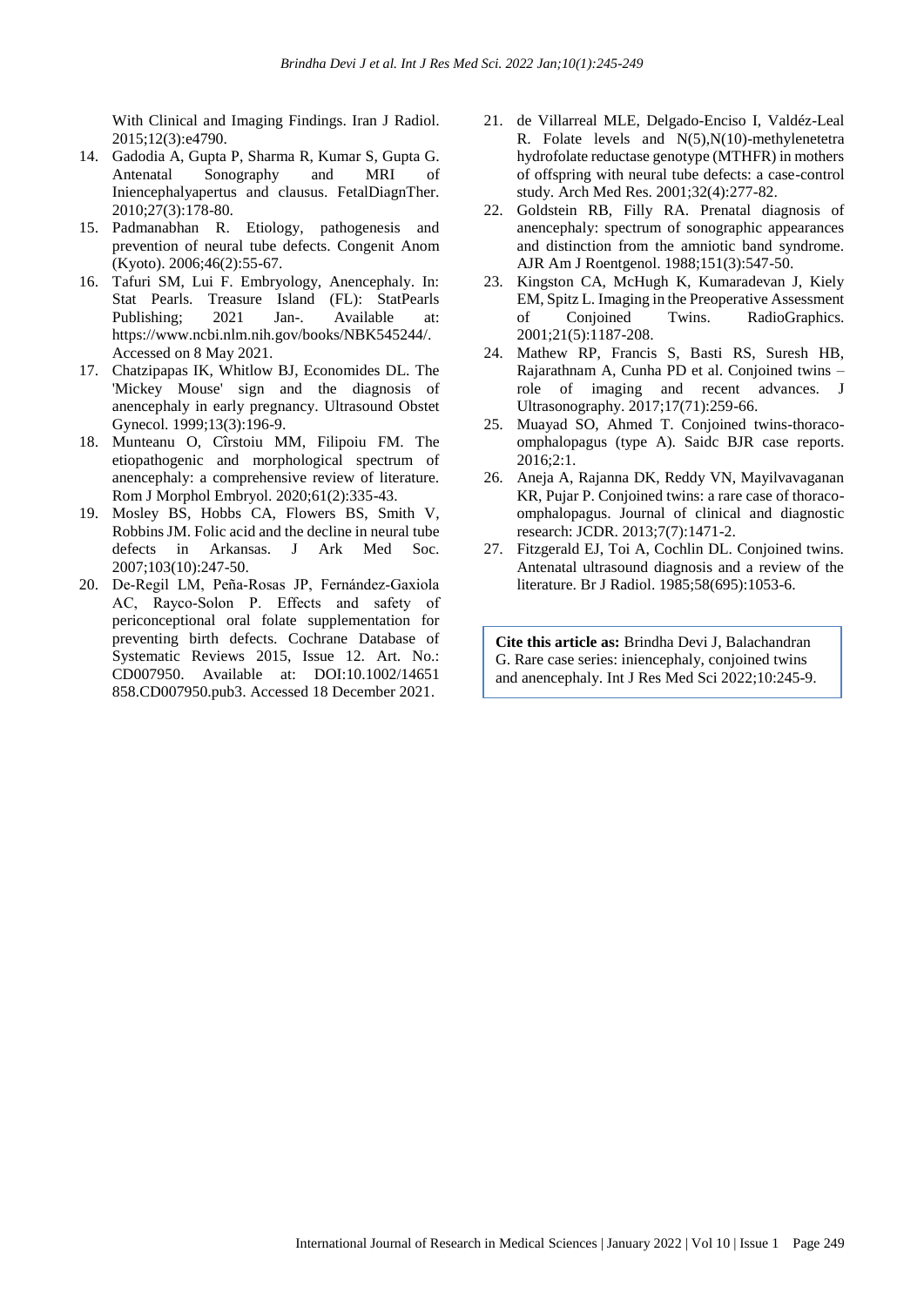With Clinical and Imaging Findings. Iran J Radiol. 2015;12(3):e4790.

14. Gadodia A, Gupta P, Sharma R, Kumar S, Gupta G. Antenatal Sonography and MRI of Iniencephalyapertus and clausus. FetalDiagnTher. 2010;27(3):178-80.
15. Padmanabhan R. Etiology, pathogenesis and prevention of neural tube defects. Congenit Anom (Kyoto). 2006;46(2):55-67.
16. Tafuri SM, Lui F. Embryology, Anencephaly. In: Stat Pearls. Treasure Island (FL): StatPearls Publishing; 2021 Jan-. Available at: https://www.ncbi.nlm.nih.gov/books/NBK545244/. Accessed on 8 May 2021.
17. Chatzipapas IK, Whitlow BJ, Economides DL. The 'Mickey Mouse' sign and the diagnosis of anencephaly in early pregnancy. Ultrasound Obstet Gynecol. 1999;13(3):196-9.
18. Munteanu O, Cîrstoiu MM, Filipoiu FM. The etiopathogenic and morphological spectrum of anencephaly: a comprehensive review of literature. Rom J Morphol Embryol. 2020;61(2):335-43.
19. Mosley BS, Hobbs CA, Flowers BS, Smith V, Robbins JM. Folic acid and the decline in neural tube defects in Arkansas. J Ark Med Soc. 2007;103(10):247-50.
20. De-Regil LM, Peña-Rosas JP, Fernández-Gaxiola AC, Rayco-Solon P. Effects and safety of periconceptional oral folate supplementation for preventing birth defects. Cochrane Database of Systematic Reviews 2015, Issue 12. Art. No.: CD007950. Available at: DOI:10.1002/14651 858.CD007950.pub3. Accessed 18 December 2021.
21. de Villarreal MLE, Delgado-Enciso I, Valdéz-Leal R. Folate levels and N(5),N(10)-methylenetetra hydrofolate reductase genotype (MTHFR) in mothers of offspring with neural tube defects: a case-control study. Arch Med Res. 2001;32(4):277-82.
22. Goldstein RB, Filly RA. Prenatal diagnosis of anencephaly: spectrum of sonographic appearances and distinction from the amniotic band syndrome. AJR Am J Roentgenol. 1988;151(3):547-50.
23. Kingston CA, McHugh K, Kumaradevan J, Kiely EM, Spitz L. Imaging in the Preoperative Assessment of Conjoined Twins. RadioGraphics. 2001;21(5):1187-208.
24. Mathew RP, Francis S, Basti RS, Suresh HB, Rajarathnam A, Cunha PD et al. Conjoined twins – role of imaging and recent advances. J Ultrasonography. 2017;17(71):259-66.
25. Muayad SO, Ahmed T. Conjoined twins-thoraco-omphalopagus (type A). Saidc BJR case reports. 2016;2:1.
26. Aneja A, Rajanna DK, Reddy VN, Mayilvavaganan KR, Pujar P. Conjoined twins: a rare case of thoraco-omphalopagus. Journal of clinical and diagnostic research: JCDR. 2013;7(7):1471-2.
27. Fitzgerald EJ, Toi A, Cochlin DL. Conjoined twins. Antenatal ultrasound diagnosis and a review of the literature. Br J Radiol. 1985;58(695):1053-6.

**Cite this article as:** Brindha Devi J, Balachandran G. Rare case series: iniencephaly, conjoined twins and anencephaly. Int J Res Med Sci 2022;10:245-9.